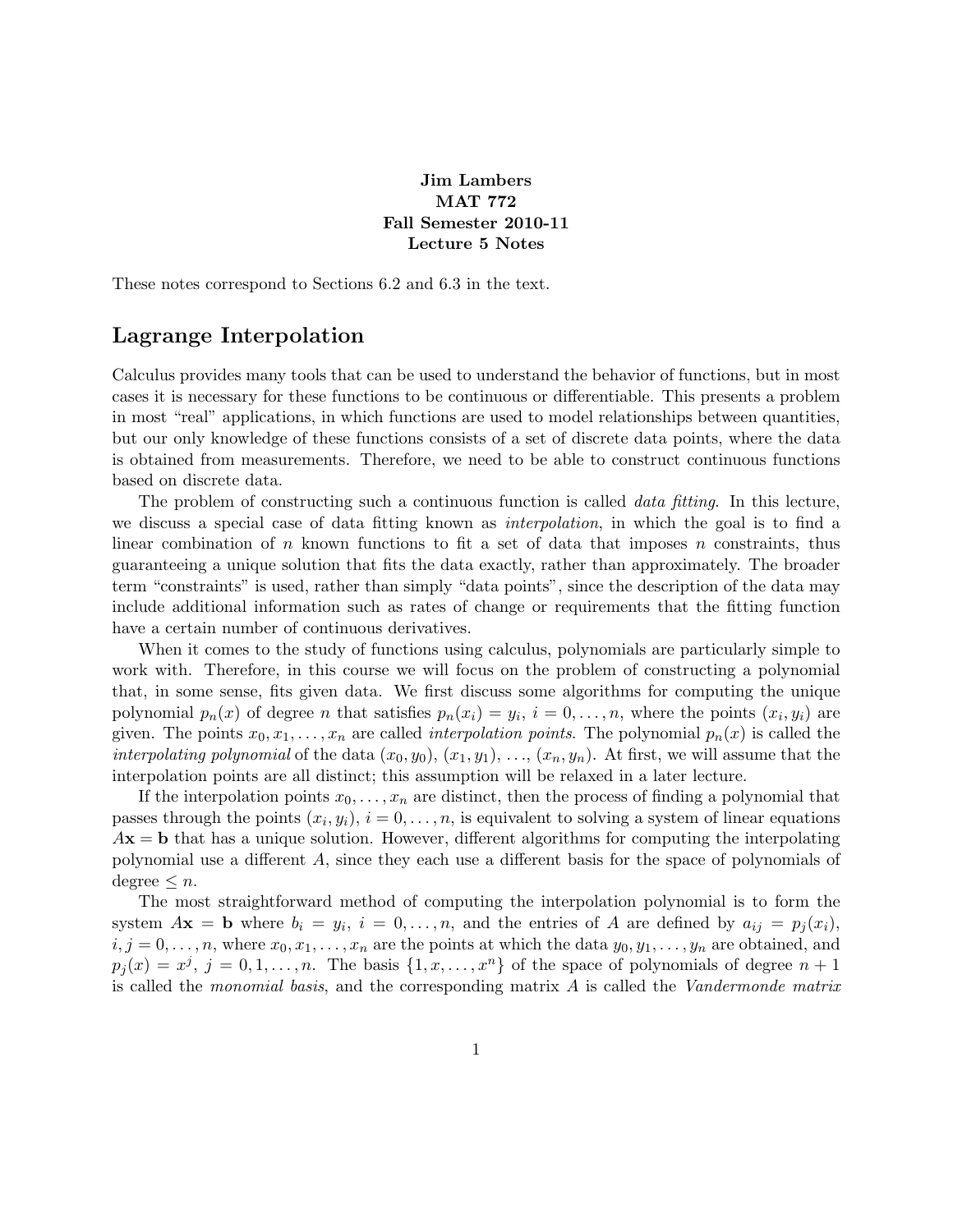**Jim Lambers**
**MAT 772**
**Fall Semester 2010-11**
**Lecture 5 Notes**

These notes correspond to Sections 6.2 and 6.3 in the text.

## Lagrange Interpolation

Calculus provides many tools that can be used to understand the behavior of functions, but in most cases it is necessary for these functions to be continuous or differentiable. This presents a problem in most "real" applications, in which functions are used to model relationships between quantities, but our only knowledge of these functions consists of a set of discrete data points, where the data is obtained from measurements. Therefore, we need to be able to construct continuous functions based on discrete data.

The problem of constructing such a continuous function is called *data fitting*. In this lecture, we discuss a special case of data fitting known as *interpolation*, in which the goal is to find a linear combination of $n$ known functions to fit a set of data that imposes $n$ constraints, thus guaranteeing a unique solution that fits the data exactly, rather than approximately. The broader term "constraints" is used, rather than simply "data points", since the description of the data may include additional information such as rates of change or requirements that the fitting function have a certain number of continuous derivatives.

When it comes to the study of functions using calculus, polynomials are particularly simple to work with. Therefore, in this course we will focus on the problem of constructing a polynomial that, in some sense, fits given data. We first discuss some algorithms for computing the unique polynomial $p_n(x)$ of degree $n$ that satisfies $p_n(x_i) = y_i$, $i = 0, \ldots, n$, where the points $(x_i, y_i)$ are given. The points $x_0, x_1, \ldots, x_n$ are called *interpolation points*. The polynomial $p_n(x)$ is called the *interpolating polynomial* of the data $(x_0, y_0)$, $(x_1, y_1)$, ..., $(x_n, y_n)$. At first, we will assume that the interpolation points are all distinct; this assumption will be relaxed in a later lecture.

If the interpolation points $x_0, \ldots, x_n$ are distinct, then the process of finding a polynomial that passes through the points $(x_i, y_i)$, $i = 0, \ldots, n$, is equivalent to solving a system of linear equations $A\mathbf{x} = \mathbf{b}$ that has a unique solution. However, different algorithms for computing the interpolating polynomial use a different $A$, since they each use a different basis for the space of polynomials of degree $\leq n$.

The most straightforward method of computing the interpolation polynomial is to form the system $A\mathbf{x} = \mathbf{b}$ where $b_i = y_i$, $i = 0, \ldots, n$, and the entries of $A$ are defined by $a_{ij} = p_j(x_i)$, $i, j = 0, \ldots, n$, where $x_0, x_1, \ldots, x_n$ are the points at which the data $y_0, y_1, \ldots, y_n$ are obtained, and $p_j(x) = x^j$, $j = 0, 1, \ldots, n$. The basis $\{1, x, \ldots, x^n\}$ of the space of polynomials of degree $n + 1$ is called the *monomial basis*, and the corresponding matrix $A$ is called the *Vandermonde matrix*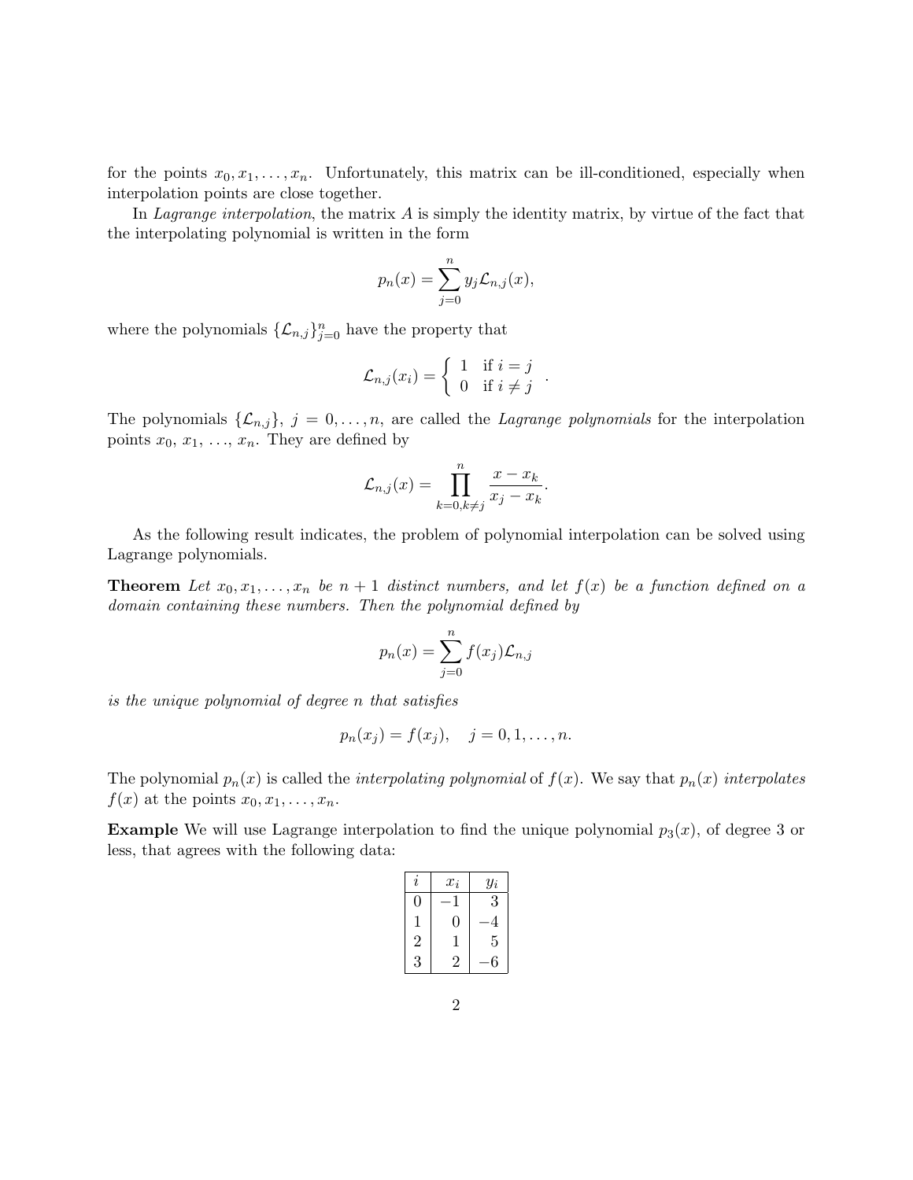for the points $x_0, x_1, \ldots, x_n$. Unfortunately, this matrix can be ill-conditioned, especially when interpolation points are close together.

In *Lagrange interpolation*, the matrix $A$ is simply the identity matrix, by virtue of the fact that the interpolating polynomial is written in the form

$$p_n(x) = \sum_{j=0}^{n} y_j \mathcal{L}_{n,j}(x),$$

where the polynomials $\{\mathcal{L}_{n,j}\}_{j=0}^{n}$ have the property that

$$\mathcal{L}_{n,j}(x_i) = \begin{cases} 1 & \text{if } i = j \\ 0 & \text{if } i \neq j \end{cases}.$$

The polynomials $\{\mathcal{L}_{n,j}\}$, $j = 0, \ldots, n$, are called the *Lagrange polynomials* for the interpolation points $x_0$, $x_1$, …, $x_n$. They are defined by

$$\mathcal{L}_{n,j}(x) = \prod_{k=0, k\neq j}^{n} \frac{x - x_k}{x_j - x_k}.$$

As the following result indicates, the problem of polynomial interpolation can be solved using Lagrange polynomials.

**Theorem** *Let $x_0, x_1, \ldots, x_n$ be $n+1$ distinct numbers, and let $f(x)$ be a function defined on a domain containing these numbers. Then the polynomial defined by*

$$p_n(x) = \sum_{j=0}^{n} f(x_j) \mathcal{L}_{n,j}$$

*is the unique polynomial of degree $n$ that satisfies*

$$p_n(x_j) = f(x_j), \quad j = 0, 1, \ldots, n.$$

The polynomial $p_n(x)$ is called the *interpolating polynomial* of $f(x)$. We say that $p_n(x)$ *interpolates* $f(x)$ at the points $x_0, x_1, \ldots, x_n$.

**Example** We will use Lagrange interpolation to find the unique polynomial $p_3(x)$, of degree 3 or less, that agrees with the following data:

| $i$ | $x_i$ | $y_i$ |
|---|---|---|
| 0 | $-1$ | 3 |
| 1 | 0 | $-4$ |
| 2 | 1 | 5 |
| 3 | 2 | $-6$ |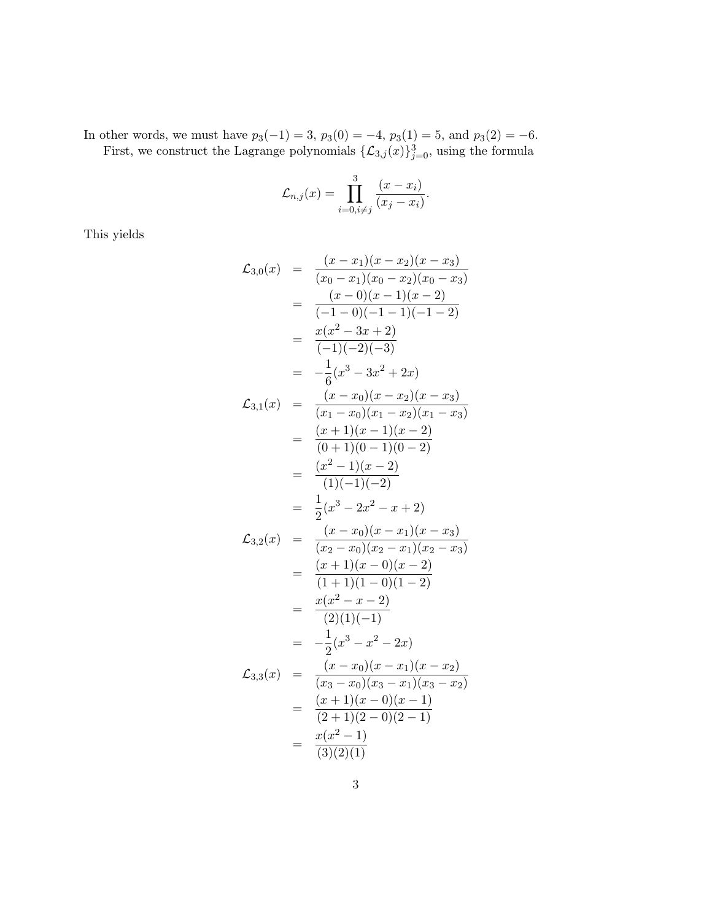In other words, we must have $p_3(-1) = 3$, $p_3(0) = -4$, $p_3(1) = 5$, and $p_3(2) = -6$.

First, we construct the Lagrange polynomials $\{\mathcal{L}_{3,j}(x)\}_{j=0}^{3}$, using the formula

$$\mathcal{L}_{n,j}(x) = \prod_{i=0, i\neq j}^{3} \frac{(x - x_i)}{(x_j - x_i)}.$$

This yields

$$
\begin{aligned}
\mathcal{L}_{3,0}(x) &= \frac{(x-x_1)(x-x_2)(x-x_3)}{(x_0-x_1)(x_0-x_2)(x_0-x_3)} \\
&= \frac{(x-0)(x-1)(x-2)}{(-1-0)(-1-1)(-1-2)} \\
&= \frac{x(x^2-3x+2)}{(-1)(-2)(-3)} \\
&= -\frac{1}{6}(x^3-3x^2+2x) \\
\mathcal{L}_{3,1}(x) &= \frac{(x-x_0)(x-x_2)(x-x_3)}{(x_1-x_0)(x_1-x_2)(x_1-x_3)} \\
&= \frac{(x+1)(x-1)(x-2)}{(0+1)(0-1)(0-2)} \\
&= \frac{(x^2-1)(x-2)}{(1)(-1)(-2)} \\
&= \frac{1}{2}(x^3-2x^2-x+2) \\
\mathcal{L}_{3,2}(x) &= \frac{(x-x_0)(x-x_1)(x-x_3)}{(x_2-x_0)(x_2-x_1)(x_2-x_3)} \\
&= \frac{(x+1)(x-0)(x-2)}{(1+1)(1-0)(1-2)} \\
&= \frac{x(x^2-x-2)}{(2)(1)(-1)} \\
&= -\frac{1}{2}(x^3-x^2-2x) \\
\mathcal{L}_{3,3}(x) &= \frac{(x-x_0)(x-x_1)(x-x_2)}{(x_3-x_0)(x_3-x_1)(x_3-x_2)} \\
&= \frac{(x+1)(x-0)(x-1)}{(2+1)(2-0)(2-1)} \\
&= \frac{x(x^2-1)}{(3)(2)(1)}
\end{aligned}
$$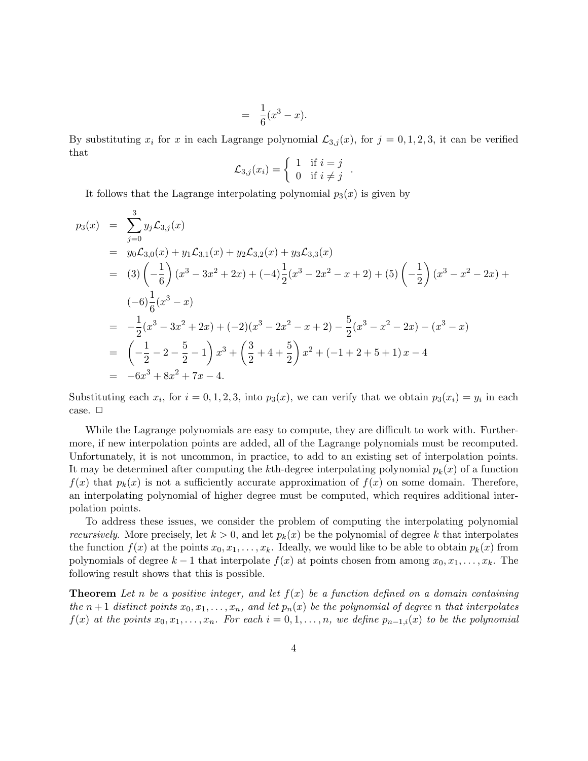$$= \frac{1}{6}(x^3 - x).$$

By substituting $x_i$ for $x$ in each Lagrange polynomial $\mathcal{L}_{3,j}(x)$, for $j = 0, 1, 2, 3$, it can be verified that

$$\mathcal{L}_{3,j}(x_i) = \begin{cases} 1 & \text{if } i = j \\ 0 & \text{if } i \neq j \end{cases}.$$

It follows that the Lagrange interpolating polynomial $p_3(x)$ is given by

$$\begin{aligned}
p_3(x) &= \sum_{j=0}^{3} y_j \mathcal{L}_{3,j}(x) \\
&= y_0\mathcal{L}_{3,0}(x) + y_1\mathcal{L}_{3,1}(x) + y_2\mathcal{L}_{3,2}(x) + y_3\mathcal{L}_{3,3}(x) \\
&= (3)\left(-\frac{1}{6}\right)(x^3 - 3x^2 + 2x) + (-4)\frac{1}{2}(x^3 - 2x^2 - x + 2) + (5)\left(-\frac{1}{2}\right)(x^3 - x^2 - 2x) + \\
&\quad (-6)\frac{1}{6}(x^3 - x) \\
&= -\frac{1}{2}(x^3 - 3x^2 + 2x) + (-2)(x^3 - 2x^2 - x + 2) - \frac{5}{2}(x^3 - x^2 - 2x) - (x^3 - x) \\
&= \left(-\frac{1}{2} - 2 - \frac{5}{2} - 1\right)x^3 + \left(\frac{3}{2} + 4 + \frac{5}{2}\right)x^2 + (-1 + 2 + 5 + 1)\,x - 4 \\
&= -6x^3 + 8x^2 + 7x - 4.
\end{aligned}$$

Substituting each $x_i$, for $i = 0, 1, 2, 3$, into $p_3(x)$, we can verify that we obtain $p_3(x_i) = y_i$ in each case. □

While the Lagrange polynomials are easy to compute, they are difficult to work with. Furthermore, if new interpolation points are added, all of the Lagrange polynomials must be recomputed. Unfortunately, it is not uncommon, in practice, to add to an existing set of interpolation points. It may be determined after computing the $k$th-degree interpolating polynomial $p_k(x)$ of a function $f(x)$ that $p_k(x)$ is not a sufficiently accurate approximation of $f(x)$ on some domain. Therefore, an interpolating polynomial of higher degree must be computed, which requires additional interpolation points.

To address these issues, we consider the problem of computing the interpolating polynomial *recursively*. More precisely, let $k > 0$, and let $p_k(x)$ be the polynomial of degree $k$ that interpolates the function $f(x)$ at the points $x_0, x_1, \ldots, x_k$. Ideally, we would like to be able to obtain $p_k(x)$ from polynomials of degree $k - 1$ that interpolate $f(x)$ at points chosen from among $x_0, x_1, \ldots, x_k$. The following result shows that this is possible.

**Theorem** *Let $n$ be a positive integer, and let $f(x)$ be a function defined on a domain containing the $n+1$ distinct points $x_0, x_1, \ldots, x_n$, and let $p_n(x)$ be the polynomial of degree $n$ that interpolates $f(x)$ at the points $x_0, x_1, \ldots, x_n$. For each $i = 0, 1, \ldots, n$, we define $p_{n-1,i}(x)$ to be the polynomial*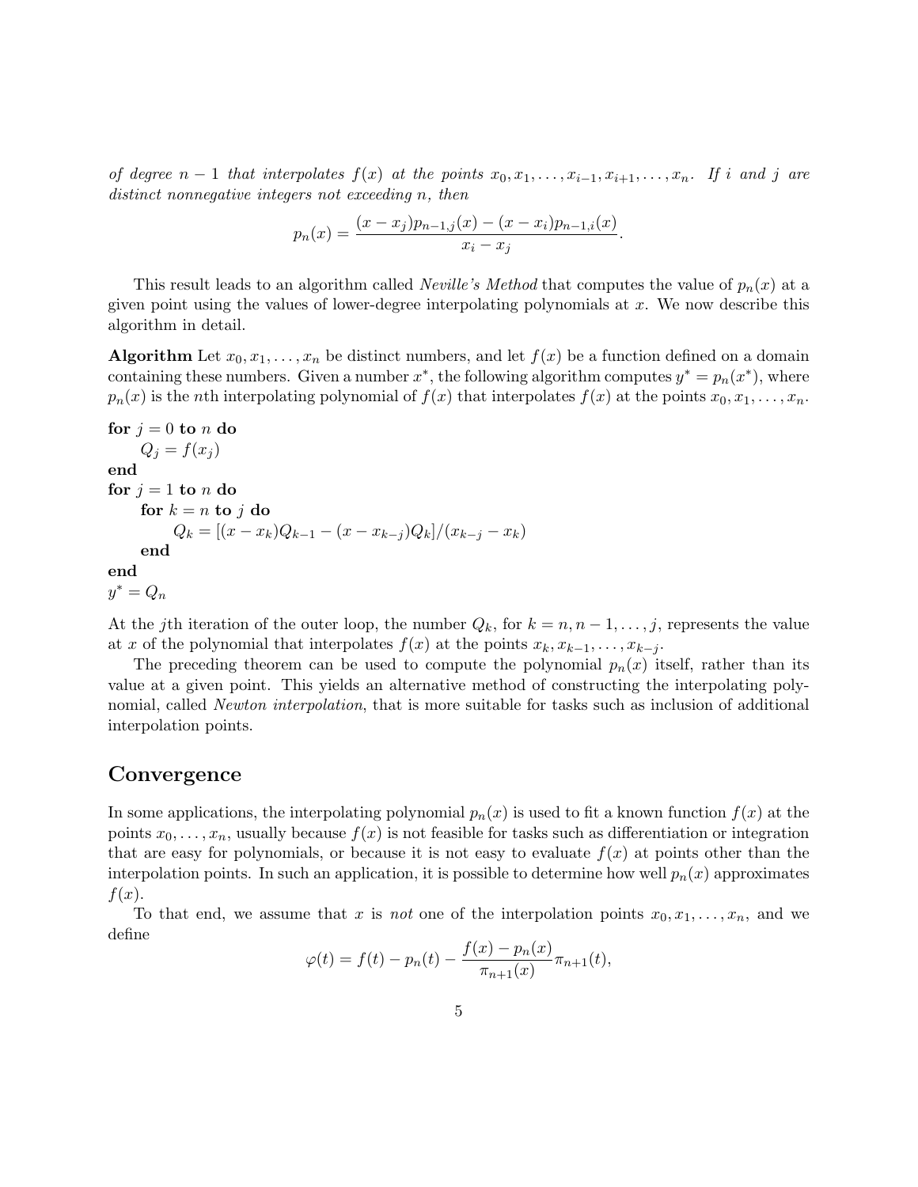*of degree $n-1$ that interpolates $f(x)$ at the points $x_0, x_1, \ldots, x_{i-1}, x_{i+1}, \ldots, x_n$. If $i$ and $j$ are distinct nonnegative integers not exceeding $n$, then*

$$p_n(x) = \frac{(x - x_j)p_{n-1,j}(x) - (x - x_i)p_{n-1,i}(x)}{x_i - x_j}.$$

This result leads to an algorithm called *Neville's Method* that computes the value of $p_n(x)$ at a given point using the values of lower-degree interpolating polynomials at $x$. We now describe this algorithm in detail.

**Algorithm** Let $x_0, x_1, \ldots, x_n$ be distinct numbers, and let $f(x)$ be a function defined on a domain containing these numbers. Given a number $x^*$, the following algorithm computes $y^* = p_n(x^*)$, where $p_n(x)$ is the $n$th interpolating polynomial of $f(x)$ that interpolates $f(x)$ at the points $x_0, x_1, \ldots, x_n$.

**for** $j = 0$ **to** $n$ **do**
  $Q_j = f(x_j)$
**end**
**for** $j = 1$ **to** $n$ **do**
  **for** $k = n$ **to** $j$ **do**
    $Q_k = [(x - x_k)Q_{k-1} - (x - x_{k-j})Q_k]/(x_{k-j} - x_k)$
  **end**
**end**
$y^* = Q_n$

At the $j$th iteration of the outer loop, the number $Q_k$, for $k = n, n-1, \ldots, j$, represents the value at $x$ of the polynomial that interpolates $f(x)$ at the points $x_k, x_{k-1}, \ldots, x_{k-j}$.

The preceding theorem can be used to compute the polynomial $p_n(x)$ itself, rather than its value at a given point. This yields an alternative method of constructing the interpolating polynomial, called *Newton interpolation*, that is more suitable for tasks such as inclusion of additional interpolation points.

## Convergence

In some applications, the interpolating polynomial $p_n(x)$ is used to fit a known function $f(x)$ at the points $x_0, \ldots, x_n$, usually because $f(x)$ is not feasible for tasks such as differentiation or integration that are easy for polynomials, or because it is not easy to evaluate $f(x)$ at points other than the interpolation points. In such an application, it is possible to determine how well $p_n(x)$ approximates $f(x)$.

To that end, we assume that $x$ is *not* one of the interpolation points $x_0, x_1, \ldots, x_n$, and we define

$$\varphi(t) = f(t) - p_n(t) - \frac{f(x) - p_n(x)}{\pi_{n+1}(x)}\pi_{n+1}(t),$$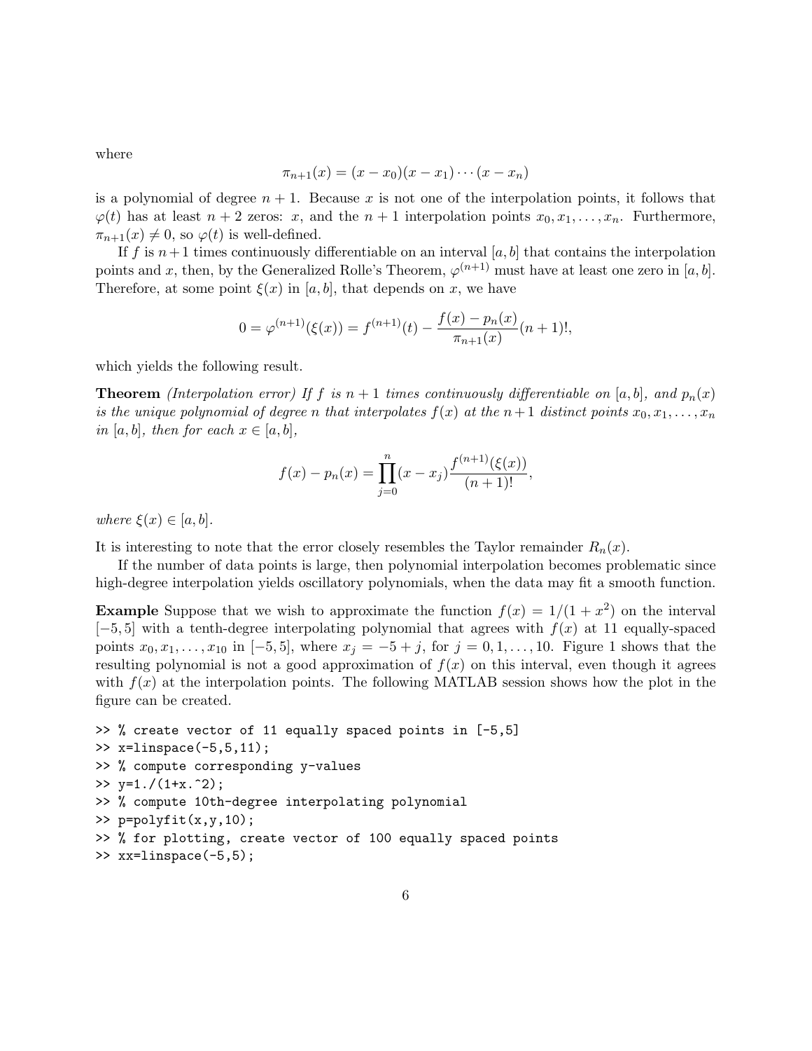where

$$\pi_{n+1}(x) = (x - x_0)(x - x_1) \cdots (x - x_n)$$

is a polynomial of degree $n + 1$. Because $x$ is not one of the interpolation points, it follows that $\varphi(t)$ has at least $n + 2$ zeros: $x$, and the $n + 1$ interpolation points $x_0, x_1, \ldots, x_n$. Furthermore, $\pi_{n+1}(x) \neq 0$, so $\varphi(t)$ is well-defined.

If $f$ is $n+1$ times continuously differentiable on an interval $[a, b]$ that contains the interpolation points and $x$, then, by the Generalized Rolle's Theorem, $\varphi^{(n+1)}$ must have at least one zero in $[a, b]$. Therefore, at some point $\xi(x)$ in $[a, b]$, that depends on $x$, we have

$$0 = \varphi^{(n+1)}(\xi(x)) = f^{(n+1)}(t) - \frac{f(x) - p_n(x)}{\pi_{n+1}(x)}(n + 1)!,$$

which yields the following result.

**Theorem** *(Interpolation error) If $f$ is $n + 1$ times continuously differentiable on $[a, b]$, and $p_n(x)$ is the unique polynomial of degree $n$ that interpolates $f(x)$ at the $n+1$ distinct points $x_0, x_1, \ldots, x_n$ in $[a, b]$, then for each $x \in [a, b]$,*

$$f(x) - p_n(x) = \prod_{j=0}^{n}(x - x_j)\frac{f^{(n+1)}(\xi(x))}{(n + 1)!},$$

*where $\xi(x) \in [a, b]$.*

It is interesting to note that the error closely resembles the Taylor remainder $R_n(x)$.

If the number of data points is large, then polynomial interpolation becomes problematic since high-degree interpolation yields oscillatory polynomials, when the data may fit a smooth function.

**Example** Suppose that we wish to approximate the function $f(x) = 1/(1 + x^2)$ on the interval $[-5, 5]$ with a tenth-degree interpolating polynomial that agrees with $f(x)$ at 11 equally-spaced points $x_0, x_1, \ldots, x_{10}$ in $[-5, 5]$, where $x_j = -5 + j$, for $j = 0, 1, \ldots, 10$. Figure 1 shows that the resulting polynomial is not a good approximation of $f(x)$ on this interval, even though it agrees with $f(x)$ at the interpolation points. The following MATLAB session shows how the plot in the figure can be created.

```
>> % create vector of 11 equally spaced points in [-5,5]
>> x=linspace(-5,5,11);
>> % compute corresponding y-values
>> y=1./(1+x.^2);
>> % compute 10th-degree interpolating polynomial
>> p=polyfit(x,y,10);
>> % for plotting, create vector of 100 equally spaced points
>> xx=linspace(-5,5);
```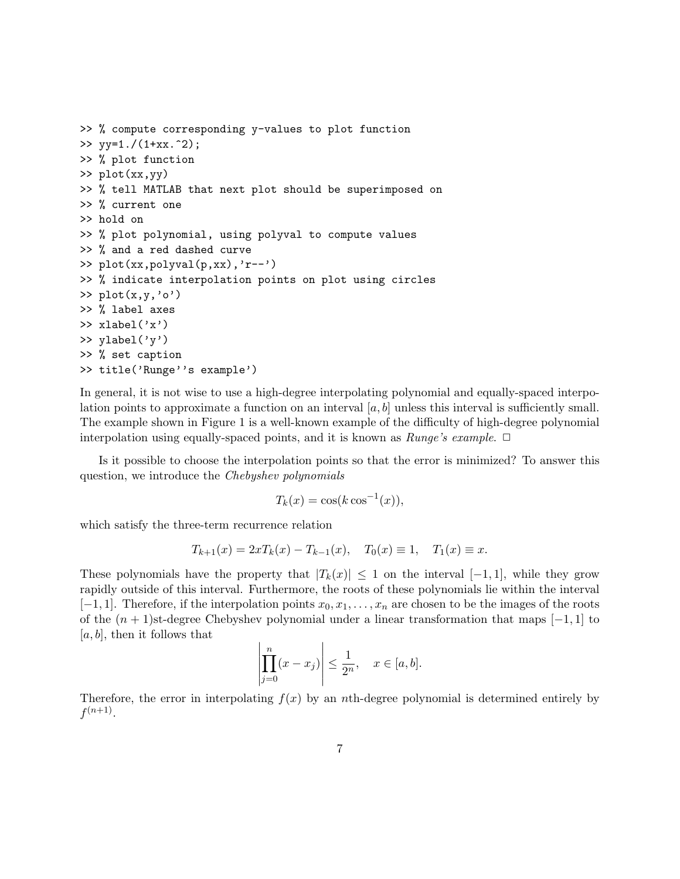```
>> % compute corresponding y-values to plot function
>> yy=1./(1+xx.^2);
>> % plot function
>> plot(xx,yy)
>> % tell MATLAB that next plot should be superimposed on
>> % current one
>> hold on
>> % plot polynomial, using polyval to compute values
>> % and a red dashed curve
>> plot(xx,polyval(p,xx),'r--')
>> % indicate interpolation points on plot using circles
>> plot(x,y,'o')
>> % label axes
>> xlabel('x')
>> ylabel('y')
>> % set caption
>> title('Runge''s example')
```

In general, it is not wise to use a high-degree interpolating polynomial and equally-spaced interpolation points to approximate a function on an interval $[a, b]$ unless this interval is sufficiently small. The example shown in Figure 1 is a well-known example of the difficulty of high-degree polynomial interpolation using equally-spaced points, and it is known as *Runge's example*. □

Is it possible to choose the interpolation points so that the error is minimized? To answer this question, we introduce the *Chebyshev polynomials*

$$T_k(x) = \cos(k \cos^{-1}(x)),$$

which satisfy the three-term recurrence relation

$$T_{k+1}(x) = 2xT_k(x) - T_{k-1}(x), \quad T_0(x) \equiv 1, \quad T_1(x) \equiv x.$$

These polynomials have the property that $|T_k(x)| \leq 1$ on the interval $[-1, 1]$, while they grow rapidly outside of this interval. Furthermore, the roots of these polynomials lie within the interval $[-1, 1]$. Therefore, if the interpolation points $x_0, x_1, \ldots, x_n$ are chosen to be the images of the roots of the $(n + 1)$st-degree Chebyshev polynomial under a linear transformation that maps $[-1, 1]$ to $[a, b]$, then it follows that

$$\left| \prod_{j=0}^{n} (x - x_j) \right| \leq \frac{1}{2^n}, \quad x \in [a, b].$$

Therefore, the error in interpolating $f(x)$ by an $n$th-degree polynomial is determined entirely by $f^{(n+1)}$.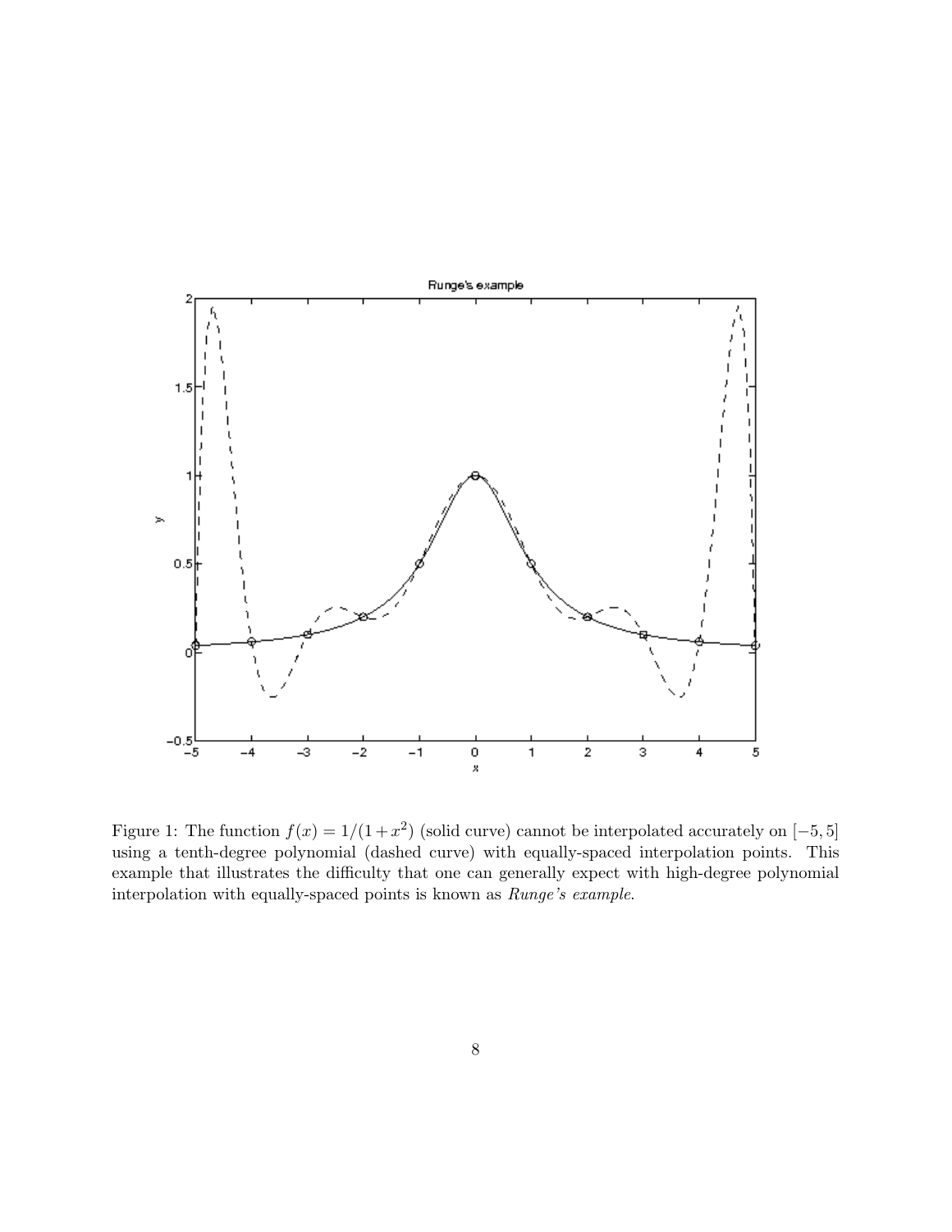Runge's example

y

x

2

1.5

1

0.5

0

−0.5

−5 −4 −3 −2 −1 0 1 2 3 4 5

Figure 1: The function $f(x) = 1/(1 + x^2)$ (solid curve) cannot be interpolated accurately on $[-5, 5]$ using a tenth-degree polynomial (dashed curve) with equally-spaced interpolation points. This example that illustrates the difficulty that one can generally expect with high-degree polynomial interpolation with equally-spaced points is known as *Runge's example*.